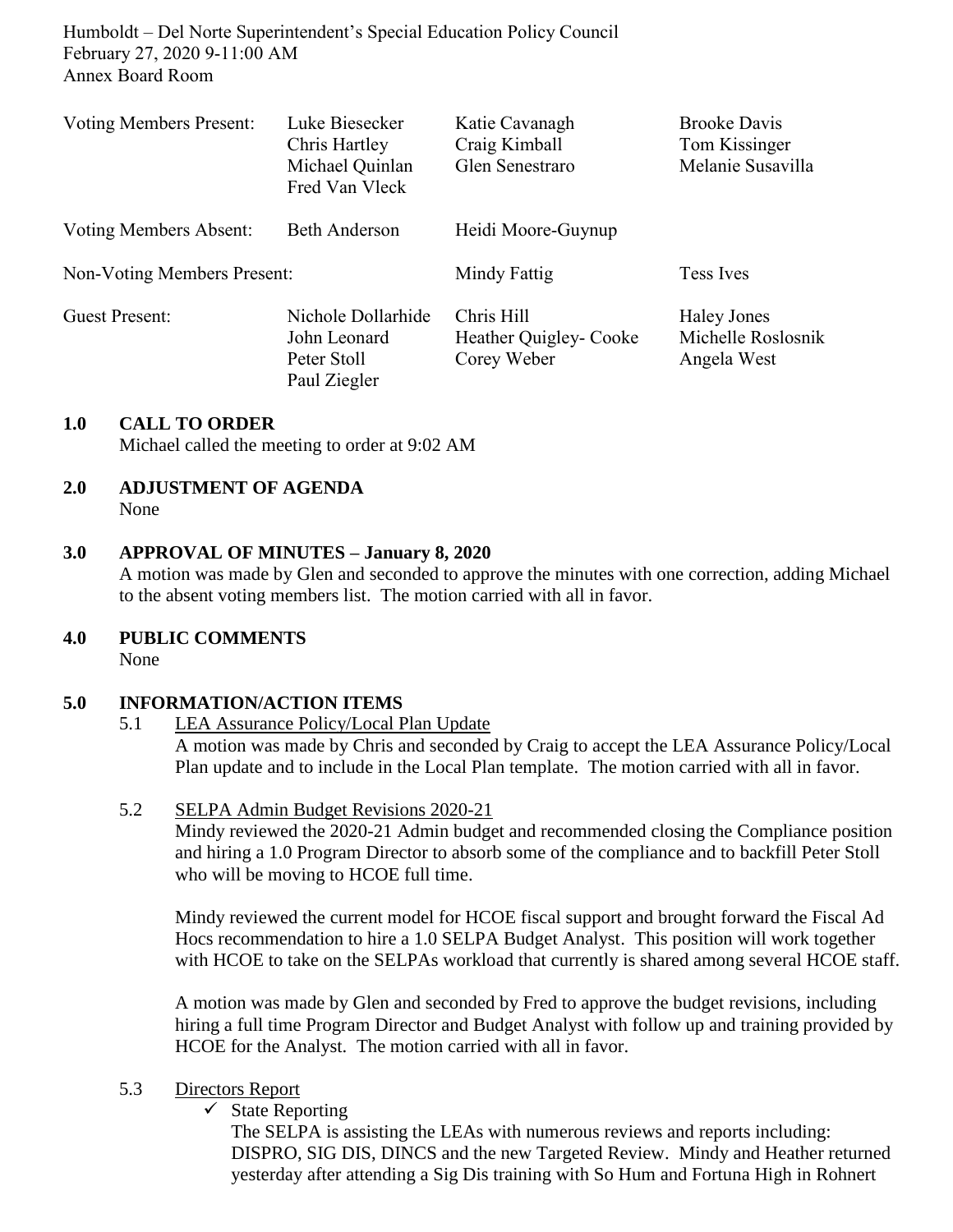Humboldt – Del Norte Superintendent's Special Education Policy Council
February 27, 2020 9-11:00 AM
Annex Board Room

| | | | |
|---|---|---|---|
| Voting Members Present: | Luke Biesecker<br>Chris Hartley<br>Michael Quinlan<br>Fred Van Vleck | Katie Cavanagh<br>Craig Kimball<br>Glen Senestraro | Brooke Davis<br>Tom Kissinger<br>Melanie Susavilla |
| Voting Members Absent: | Beth Anderson | Heidi Moore-Guynup | |
| Non-Voting Members Present: | | Mindy Fattig | Tess Ives |
| Guest Present: | Nichole Dollarhide<br>John Leonard<br>Peter Stoll<br>Paul Ziegler | Chris Hill<br>Heather Quigley- Cooke<br>Corey Weber | Haley Jones<br>Michelle Roslosnik<br>Angela West |

**1.0 CALL TO ORDER**
Michael called the meeting to order at 9:02 AM

**2.0 ADJUSTMENT OF AGENDA**
None

**3.0 APPROVAL OF MINUTES – January 8, 2020**
A motion was made by Glen and seconded to approve the minutes with one correction, adding Michael to the absent voting members list. The motion carried with all in favor.

**4.0 PUBLIC COMMENTS**
None

**5.0 INFORMATION/ACTION ITEMS**

5.1 LEA Assurance Policy/Local Plan Update

A motion was made by Chris and seconded by Craig to accept the LEA Assurance Policy/Local Plan update and to include in the Local Plan template. The motion carried with all in favor.

5.2 SELPA Admin Budget Revisions 2020-21

Mindy reviewed the 2020-21 Admin budget and recommended closing the Compliance position and hiring a 1.0 Program Director to absorb some of the compliance and to backfill Peter Stoll who will be moving to HCOE full time.

Mindy reviewed the current model for HCOE fiscal support and brought forward the Fiscal Ad Hocs recommendation to hire a 1.0 SELPA Budget Analyst. This position will work together with HCOE to take on the SELPAs workload that currently is shared among several HCOE staff.

A motion was made by Glen and seconded by Fred to approve the budget revisions, including hiring a full time Program Director and Budget Analyst with follow up and training provided by HCOE for the Analyst. The motion carried with all in favor.

5.3 Directors Report

- ✓ State Reporting

  The SELPA is assisting the LEAs with numerous reviews and reports including: DISPRO, SIG DIS, DINCS and the new Targeted Review. Mindy and Heather returned yesterday after attending a Sig Dis training with So Hum and Fortuna High in Rohnert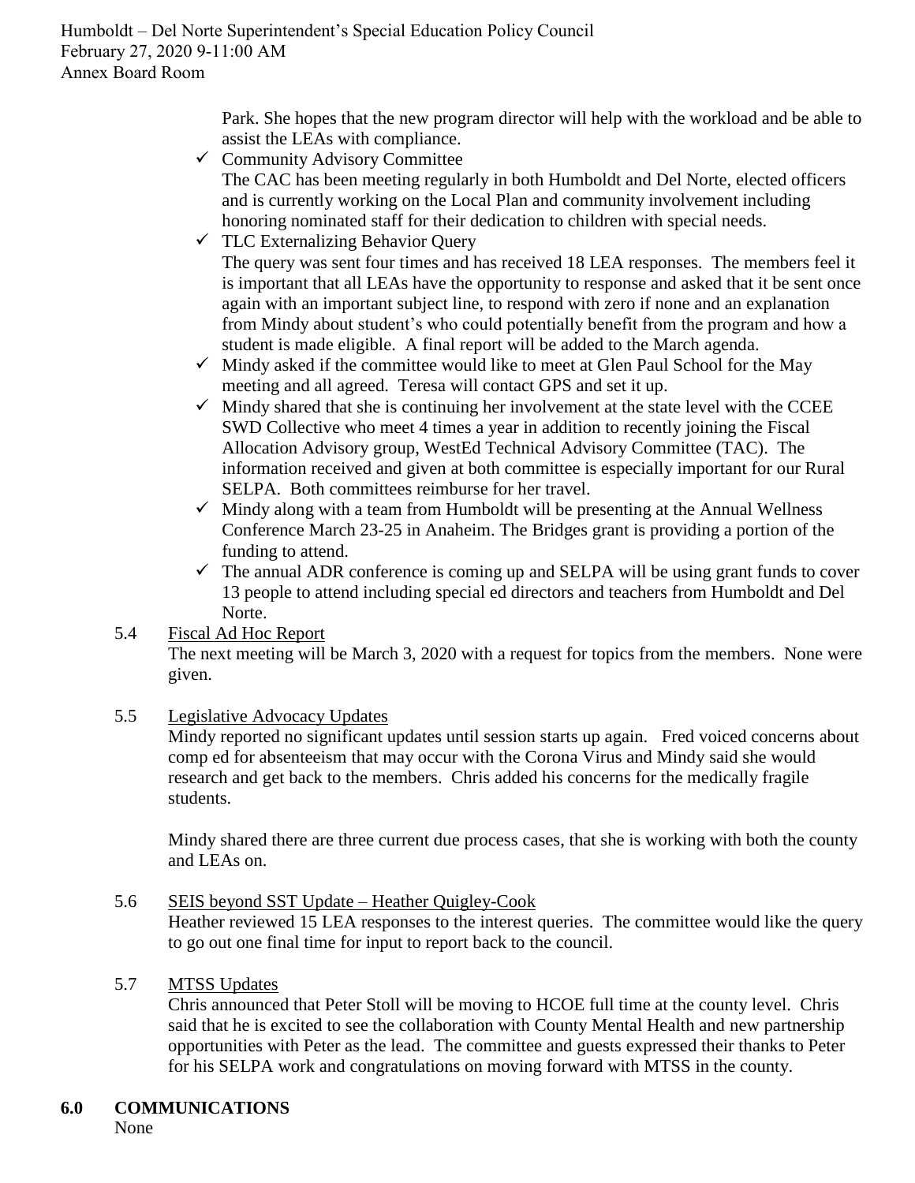Park. She hopes that the new program director will help with the workload and be able to assist the LEAs with compliance.

- ✓ Community Advisory Committee
  The CAC has been meeting regularly in both Humboldt and Del Norte, elected officers and is currently working on the Local Plan and community involvement including honoring nominated staff for their dedication to children with special needs.
- ✓ TLC Externalizing Behavior Query
  The query was sent four times and has received 18 LEA responses. The members feel it is important that all LEAs have the opportunity to response and asked that it be sent once again with an important subject line, to respond with zero if none and an explanation from Mindy about student's who could potentially benefit from the program and how a student is made eligible. A final report will be added to the March agenda.
- ✓ Mindy asked if the committee would like to meet at Glen Paul School for the May meeting and all agreed. Teresa will contact GPS and set it up.
- ✓ Mindy shared that she is continuing her involvement at the state level with the CCEE SWD Collective who meet 4 times a year in addition to recently joining the Fiscal Allocation Advisory group, WestEd Technical Advisory Committee (TAC). The information received and given at both committee is especially important for our Rural SELPA. Both committees reimburse for her travel.
- ✓ Mindy along with a team from Humboldt will be presenting at the Annual Wellness Conference March 23-25 in Anaheim. The Bridges grant is providing a portion of the funding to attend.
- ✓ The annual ADR conference is coming up and SELPA will be using grant funds to cover 13 people to attend including special ed directors and teachers from Humboldt and Del Norte.

5.4 Fiscal Ad Hoc Report

The next meeting will be March 3, 2020 with a request for topics from the members. None were given.

5.5 Legislative Advocacy Updates

Mindy reported no significant updates until session starts up again. Fred voiced concerns about comp ed for absenteeism that may occur with the Corona Virus and Mindy said she would research and get back to the members. Chris added his concerns for the medically fragile students.

Mindy shared there are three current due process cases, that she is working with both the county and LEAs on.

5.6 SEIS beyond SST Update – Heather Quigley-Cook

Heather reviewed 15 LEA responses to the interest queries. The committee would like the query to go out one final time for input to report back to the council.

5.7 MTSS Updates

Chris announced that Peter Stoll will be moving to HCOE full time at the county level. Chris said that he is excited to see the collaboration with County Mental Health and new partnership opportunities with Peter as the lead. The committee and guests expressed their thanks to Peter for his SELPA work and congratulations on moving forward with MTSS in the county.

## 6.0 COMMUNICATIONS

None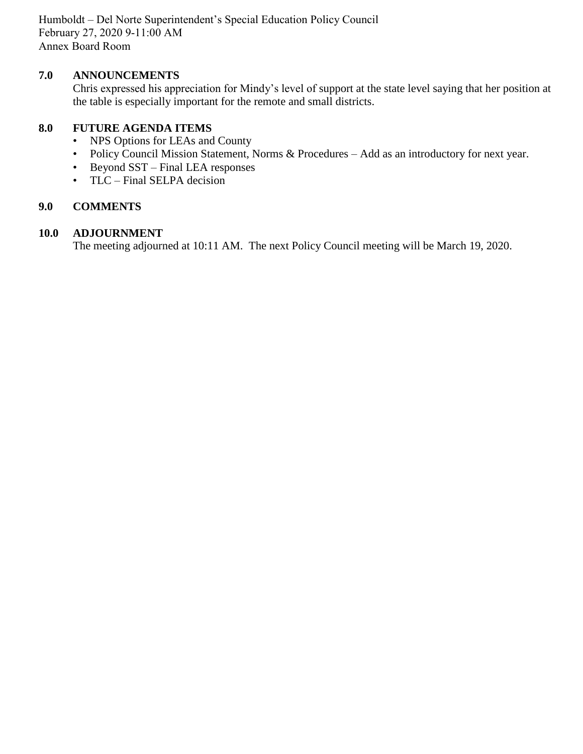Humboldt – Del Norte Superintendent's Special Education Policy Council
February 27, 2020 9-11:00 AM
Annex Board Room

## 7.0 ANNOUNCEMENTS

Chris expressed his appreciation for Mindy's level of support at the state level saying that her position at the table is especially important for the remote and small districts.

## 8.0 FUTURE AGENDA ITEMS

- NPS Options for LEAs and County
- Policy Council Mission Statement, Norms & Procedures – Add as an introductory for next year.
- Beyond SST – Final LEA responses
- TLC – Final SELPA decision

## 9.0 COMMENTS

## 10.0 ADJOURNMENT

The meeting adjourned at 10:11 AM. The next Policy Council meeting will be March 19, 2020.